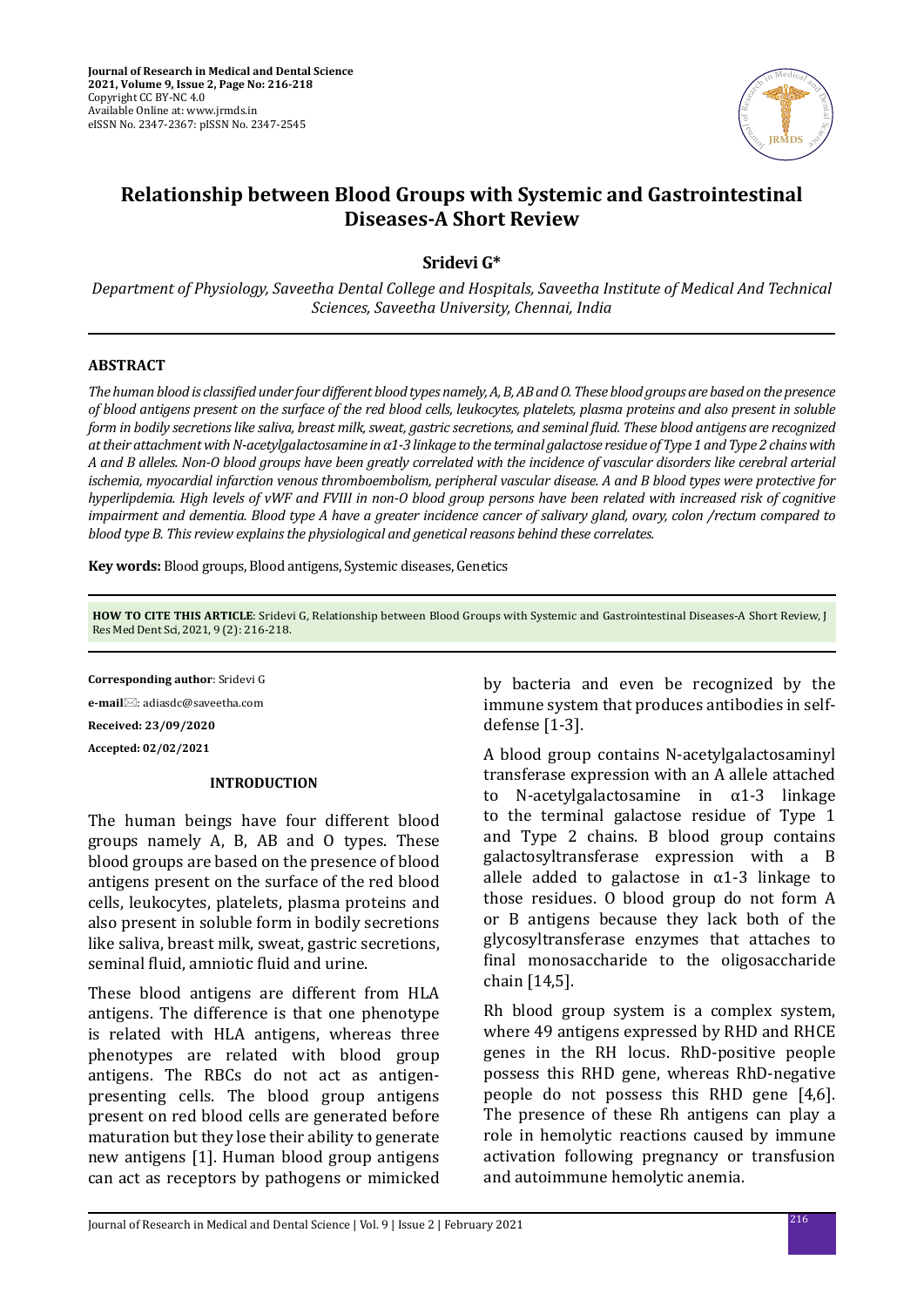# Relationship between Blood Groups with Systemic and Gastrointestinal Diseases-A Short Review

**Sridevi G***

*Department of Physiology, Saveetha Dental College and Hospitals, Saveetha Institute of Medical And Technical Sciences, Saveetha University, Chennai, India*

## ABSTRACT

*The human blood is classified under four different blood types namely, A, B, AB and O. These blood groups are based on the presence of blood antigens present on the surface of the red blood cells, leukocytes, platelets, plasma proteins and also present in soluble form in bodily secretions like saliva, breast milk, sweat, gastric secretions, and seminal fluid. These blood antigens are recognized at their attachment with N-acetylgalactosamine in α1-3 linkage to the terminal galactose residue of Type 1 and Type 2 chains with A and B alleles. Non-O blood groups have been greatly correlated with the incidence of vascular disorders like cerebral arterial ischemia, myocardial infarction venous thromboembolism, peripheral vascular disease. A and B blood types were protective for hyperlipdemia. High levels of vWF and FVIII in non-O blood group persons have been related with increased risk of cognitive impairment and dementia. Blood type A have a greater incidence cancer of salivary gland, ovary, colon /rectum compared to blood type B. This review explains the physiological and genetical reasons behind these correlates.*

**Key words:** Blood groups, Blood antigens, Systemic diseases, Genetics

**HOW TO CITE THIS ARTICLE**: Sridevi G, Relationship between Blood Groups with Systemic and Gastrointestinal Diseases-A Short Review, J Res Med Dent Sci, 2021, 9 (2): 216-218.

**Corresponding author**: Sridevi G

**e-mail**: adiasdc@saveetha.com

**Received: 23/09/2020**

**Accepted: 02/02/2021**

## INTRODUCTION

The human beings have four different blood groups namely A, B, AB and O types. These blood groups are based on the presence of blood antigens present on the surface of the red blood cells, leukocytes, platelets, plasma proteins and also present in soluble form in bodily secretions like saliva, breast milk, sweat, gastric secretions, seminal fluid, amniotic fluid and urine.

These blood antigens are different from HLA antigens. The difference is that one phenotype is related with HLA antigens, whereas three phenotypes are related with blood group antigens. The RBCs do not act as antigen-presenting cells. The blood group antigens present on red blood cells are generated before maturation but they lose their ability to generate new antigens [1]. Human blood group antigens can act as receptors by pathogens or mimicked by bacteria and even be recognized by the immune system that produces antibodies in self-defense [1-3].

A blood group contains N-acetylgalactosaminyl transferase expression with an A allele attached to N-acetylgalactosamine in α1-3 linkage to the terminal galactose residue of Type 1 and Type 2 chains. B blood group contains galactosyltransferase expression with a B allele added to galactose in α1-3 linkage to those residues. O blood group do not form A or B antigens because they lack both of the glycosyltransferase enzymes that attaches to final monosaccharide to the oligosaccharide chain [14,5].

Rh blood group system is a complex system, where 49 antigens expressed by RHD and RHCE genes in the RH locus. RhD-positive people possess this RHD gene, whereas RhD-negative people do not possess this RHD gene [4,6]. The presence of these Rh antigens can play a role in hemolytic reactions caused by immune activation following pregnancy or transfusion and autoimmune hemolytic anemia.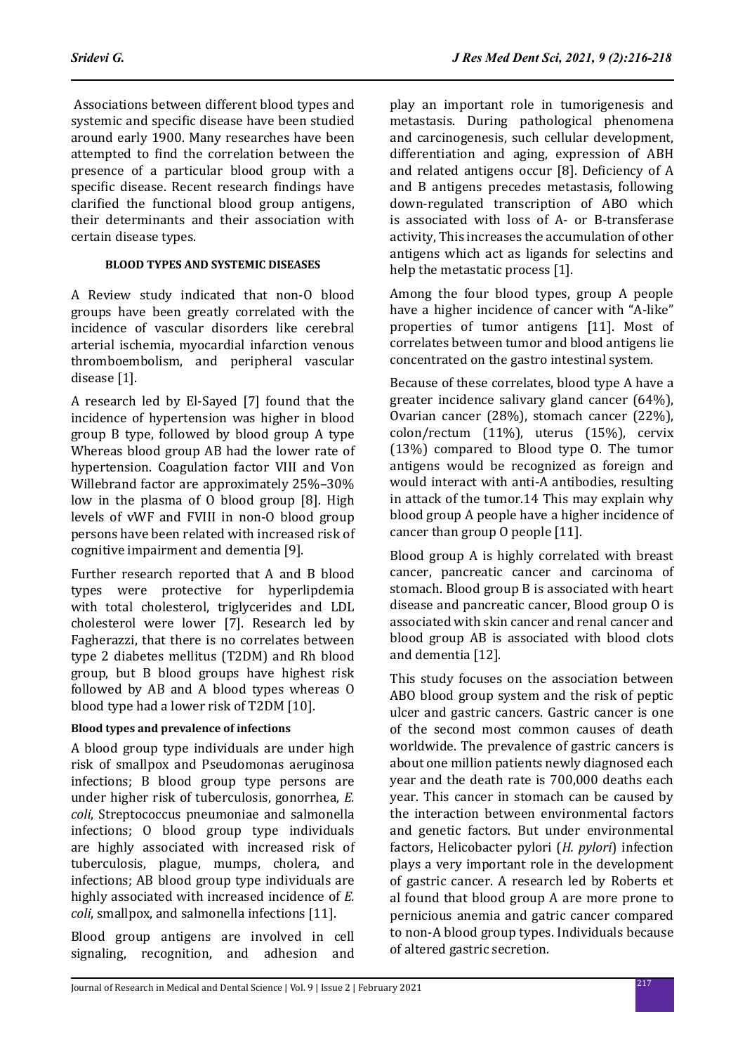Associations between different blood types and systemic and specific disease have been studied around early 1900. Many researches have been attempted to find the correlation between the presence of a particular blood group with a specific disease. Recent research findings have clarified the functional blood group antigens, their determinants and their association with certain disease types.

#### BLOOD TYPES AND SYSTEMIC DISEASES

A Review study indicated that non-O blood groups have been greatly correlated with the incidence of vascular disorders like cerebral arterial ischemia, myocardial infarction venous thromboembolism, and peripheral vascular disease [1].

A research led by El-Sayed [7] found that the incidence of hypertension was higher in blood group B type, followed by blood group A type Whereas blood group AB had the lower rate of hypertension. Coagulation factor VIII and Von Willebrand factor are approximately 25%–30% low in the plasma of O blood group [8]. High levels of vWF and FVIII in non-O blood group persons have been related with increased risk of cognitive impairment and dementia [9].

Further research reported that A and B blood types were protective for hyperlipdemia with total cholesterol, triglycerides and LDL cholesterol were lower [7]. Research led by Fagherazzi, that there is no correlates between type 2 diabetes mellitus (T2DM) and Rh blood group, but B blood groups have highest risk followed by AB and A blood types whereas O blood type had a lower risk of T2DM [10].

#### Blood types and prevalence of infections

A blood group type individuals are under high risk of smallpox and Pseudomonas aeruginosa infections; B blood group type persons are under higher risk of tuberculosis, gonorrhea, *E. coli*, Streptococcus pneumoniae and salmonella infections; O blood group type individuals are highly associated with increased risk of tuberculosis, plague, mumps, cholera, and infections; AB blood group type individuals are highly associated with increased incidence of *E. coli*, smallpox, and salmonella infections [11].

Blood group antigens are involved in cell signaling, recognition, and adhesion and play an important role in tumorigenesis and metastasis. During pathological phenomena and carcinogenesis, such cellular development, differentiation and aging, expression of ABH and related antigens occur [8]. Deficiency of A and B antigens precedes metastasis, following down-regulated transcription of ABO which is associated with loss of A- or B-transferase activity, This increases the accumulation of other antigens which act as ligands for selectins and help the metastatic process [1].

Among the four blood types, group A people have a higher incidence of cancer with "A-like" properties of tumor antigens [11]. Most of correlates between tumor and blood antigens lie concentrated on the gastro intestinal system.

Because of these correlates, blood type A have a greater incidence salivary gland cancer (64%), Ovarian cancer (28%), stomach cancer (22%), colon/rectum (11%), uterus (15%), cervix (13%) compared to Blood type O. The tumor antigens would be recognized as foreign and would interact with anti-A antibodies, resulting in attack of the tumor.14 This may explain why blood group A people have a higher incidence of cancer than group O people [11].

Blood group A is highly correlated with breast cancer, pancreatic cancer and carcinoma of stomach. Blood group B is associated with heart disease and pancreatic cancer, Blood group O is associated with skin cancer and renal cancer and blood group AB is associated with blood clots and dementia [12].

This study focuses on the association between ABO blood group system and the risk of peptic ulcer and gastric cancers. Gastric cancer is one of the second most common causes of death worldwide. The prevalence of gastric cancers is about one million patients newly diagnosed each year and the death rate is 700,000 deaths each year. This cancer in stomach can be caused by the interaction between environmental factors and genetic factors. But under environmental factors, Helicobacter pylori (*H. pylori*) infection plays a very important role in the development of gastric cancer. A research led by Roberts et al found that blood group A are more prone to pernicious anemia and gatric cancer compared to non-A blood group types. Individuals because of altered gastric secretion.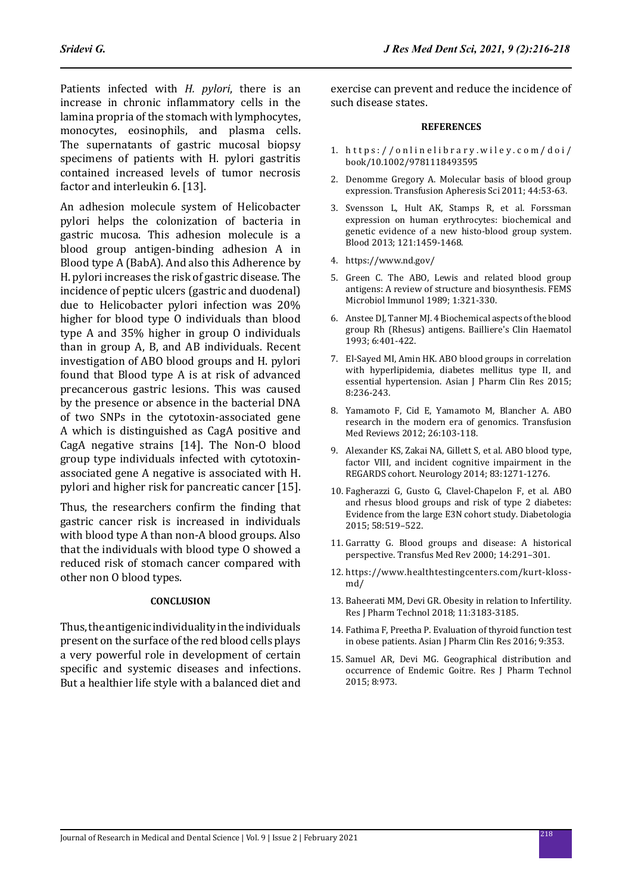Patients infected with *H. pylori*, there is an increase in chronic inflammatory cells in the lamina propria of the stomach with lymphocytes, monocytes, eosinophils, and plasma cells. The supernatants of gastric mucosal biopsy specimens of patients with H. pylori gastritis contained increased levels of tumor necrosis factor and interleukin 6. [13].

An adhesion molecule system of Helicobacter pylori helps the colonization of bacteria in gastric mucosa. This adhesion molecule is a blood group antigen-binding adhesion A in Blood type A (BabA). And also this Adherence by H. pylori increases the risk of gastric disease. The incidence of peptic ulcers (gastric and duodenal) due to Helicobacter pylori infection was 20% higher for blood type O individuals than blood type A and 35% higher in group O individuals than in group A, B, and AB individuals. Recent investigation of ABO blood groups and H. pylori found that Blood type A is at risk of advanced precancerous gastric lesions. This was caused by the presence or absence in the bacterial DNA of two SNPs in the cytotoxin-associated gene A which is distinguished as CagA positive and CagA negative strains [14]. The Non-O blood group type individuals infected with cytotoxin-associated gene A negative is associated with H. pylori and higher risk for pancreatic cancer [15].

Thus, the researchers confirm the finding that gastric cancer risk is increased in individuals with blood type A than non-A blood groups. Also that the individuals with blood type O showed a reduced risk of stomach cancer compared with other non O blood types.

## CONCLUSION

Thus, the antigenic individuality in the individuals present on the surface of the red blood cells plays a very powerful role in development of certain specific and systemic diseases and infections. But a healthier life style with a balanced diet and exercise can prevent and reduce the incidence of such disease states.

## REFERENCES

1. https://onlinelibrary.wiley.com/doi/book/10.1002/9781118493595
2. Denomme Gregory A. Molecular basis of blood group expression. Transfusion Apheresis Sci 2011; 44:53-63.
3. Svensson L, Hult AK, Stamps R, et al. Forssman expression on human erythrocytes: biochemical and genetic evidence of a new histo-blood group system. Blood 2013; 121:1459-1468.
4. https://www.nd.gov/
5. Green C. The ABO, Lewis and related blood group antigens: A review of structure and biosynthesis. FEMS Microbiol Immunol 1989; 1:321-330.
6. Anstee DJ, Tanner MJ. 4 Biochemical aspects of the blood group Rh (Rhesus) antigens. Bailliere's Clin Haematol 1993; 6:401-422.
7. El-Sayed MI, Amin HK. ABO blood groups in correlation with hyperlipidemia, diabetes mellitus type II, and essential hypertension. Asian J Pharm Clin Res 2015; 8:236-243.
8. Yamamoto F, Cid E, Yamamoto M, Blancher A. ABO research in the modern era of genomics. Transfusion Med Reviews 2012; 26:103-118.
9. Alexander KS, Zakai NA, Gillett S, et al. ABO blood type, factor VIII, and incident cognitive impairment in the REGARDS cohort. Neurology 2014; 83:1271-1276.
10. Fagherazzi G, Gusto G, Clavel-Chapelon F, et al. ABO and rhesus blood groups and risk of type 2 diabetes: Evidence from the large E3N cohort study. Diabetologia 2015; 58:519–522.
11. Garratty G. Blood groups and disease: A historical perspective. Transfus Med Rev 2000; 14:291–301.
12. https://www.healthtestingcenters.com/kurt-kloss-md/
13. Baheerati MM, Devi GR. Obesity in relation to Infertility. Res J Pharm Technol 2018; 11:3183-3185.
14. Fathima F, Preetha P. Evaluation of thyroid function test in obese patients. Asian J Pharm Clin Res 2016; 9:353.
15. Samuel AR, Devi MG. Geographical distribution and occurrence of Endemic Goitre. Res J Pharm Technol 2015; 8:973.